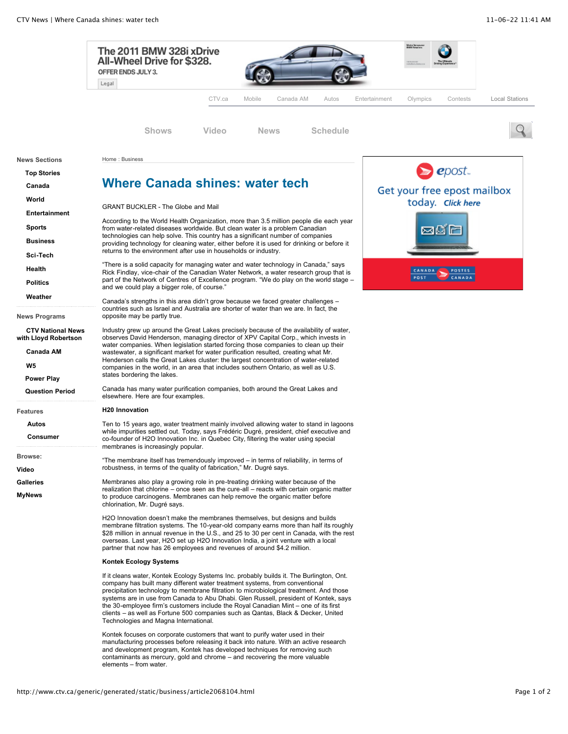Home : Business

# Where Canada shines: water tech

GRANT BUCKLER - The Globe and Mail

According to the World Health Organization, more than 3.5 million people die each year from water-related diseases worldwide. But clean water is a problem Canadian technologies can help solve. This country has a significant number of companies providing technology for cleaning water, either before it is used for drinking or before it returns to the environment after use in households or industry.

"There is a solid capacity for managing water and water technology in Canada," says Rick Findlay, vice-chair of the Canadian Water Network, a water research group that is part of the Network of Centres of Excellence program. "We do play on the world stage – and we could play a bigger role, of course."

Canada's strengths in this area didn't grow because we faced greater challenges – countries such as Israel and Australia are shorter of water than we are. In fact, the opposite may be partly true.

Industry grew up around the Great Lakes precisely because of the availability of water, observes David Henderson, managing director of XPV Capital Corp., which invests in water companies. When legislation started forcing those companies to clean up their wastewater, a significant market for water purification resulted, creating what Mr. Henderson calls the Great Lakes cluster: the largest concentration of water-related companies in the world, in an area that includes southern Ontario, as well as U.S. states bordering the lakes.

Canada has many water purification companies, both around the Great Lakes and elsewhere. Here are four examples.

**H20 Innovation**

Ten to 15 years ago, water treatment mainly involved allowing water to stand in lagoons while impurities settled out. Today, says Frédéric Dugré, president, chief executive and co-founder of H2O Innovation Inc. in Quebec City, filtering the water using special membranes is increasingly popular.

"The membrane itself has tremendously improved – in terms of reliability, in terms of robustness, in terms of the quality of fabrication," Mr. Dugré says.

Membranes also play a growing role in pre-treating drinking water because of the realization that chlorine – once seen as the cure-all – reacts with certain organic matter to produce carcinogens. Membranes can help remove the organic matter before chlorination, Mr. Dugré says.

H2O Innovation doesn't make the membranes themselves, but designs and builds membrane filtration systems. The 10-year-old company earns more than half its roughly $28 million in annual revenue in the U.S., and 25 to 30 per cent in Canada, with the rest overseas. Last year, H2O set up H2O Innovation India, a joint venture with a local partner that now has 26 employees and revenues of around $4.2 million.

**Kontek Ecology Systems**

If it cleans water, Kontek Ecology Systems Inc. probably builds it. The Burlington, Ont. company has built many different water treatment systems, from conventional precipitation technology to membrane filtration to microbiological treatment. And those systems are in use from Canada to Abu Dhabi. Glen Russell, president of Kontek, says the 30-employee firm's customers include the Royal Canadian Mint – one of its first clients – as well as Fortune 500 companies such as Qantas, Black & Decker, United Technologies and Magna International.

Kontek focuses on corporate customers that want to purify water used in their manufacturing processes before releasing it back into nature. With an active research and development program, Kontek has developed techniques for removing such contaminants as mercury, gold and chrome – and recovering the more valuable elements – from water.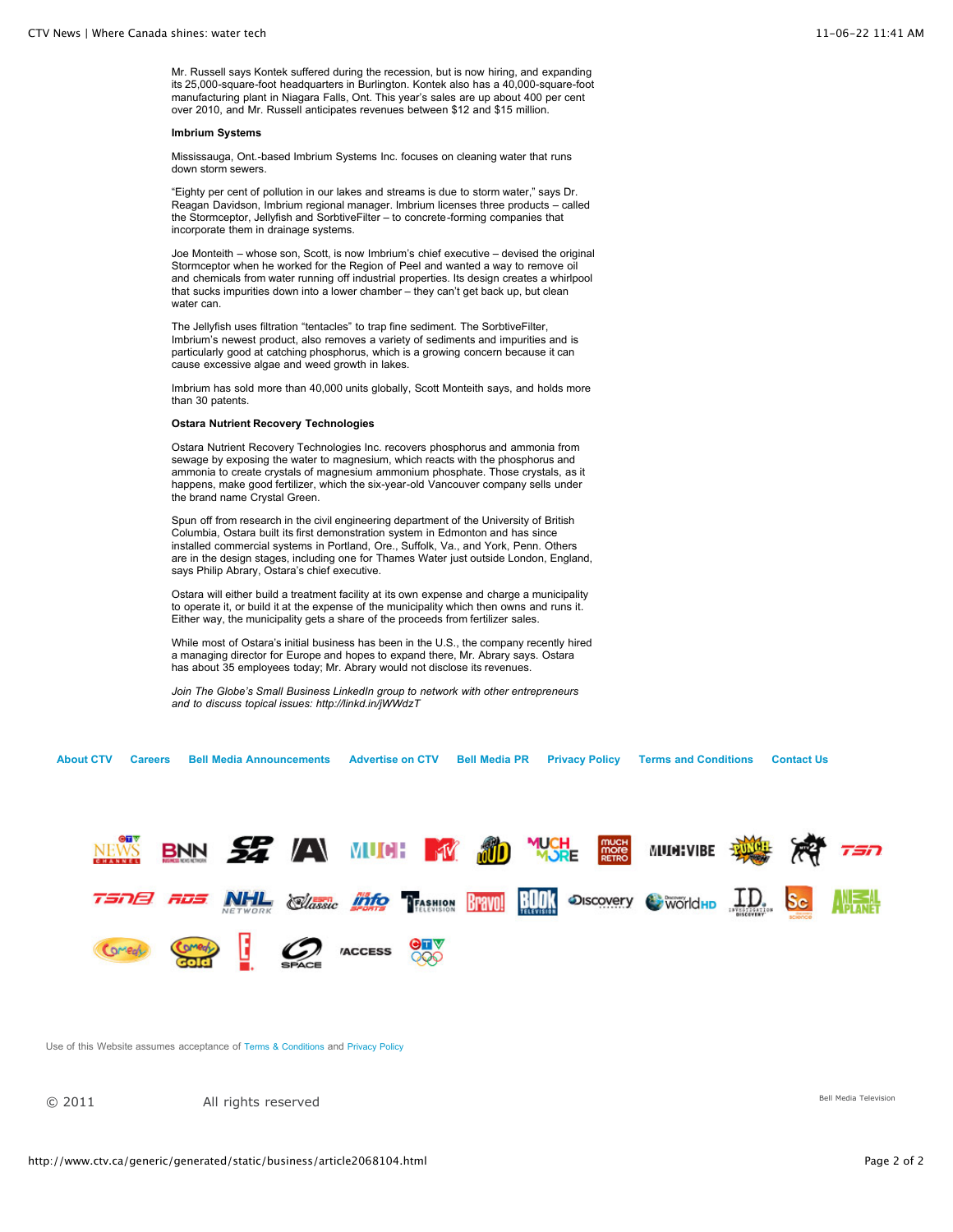Mr. Russell says Kontek suffered during the recession, but is now hiring, and expanding its 25,000-square-foot headquarters in Burlington. Kontek also has a 40,000-square-foot manufacturing plant in Niagara Falls, Ont. This year's sales are up about 400 per cent over 2010, and Mr. Russell anticipates revenues between $12 and $15 million.

**Imbrium Systems**

Mississauga, Ont.-based Imbrium Systems Inc. focuses on cleaning water that runs down storm sewers.

"Eighty per cent of pollution in our lakes and streams is due to storm water," says Dr. Reagan Davidson, Imbrium regional manager. Imbrium licenses three products – called the Stormceptor, Jellyfish and SorbtiveFilter – to concrete-forming companies that incorporate them in drainage systems.

Joe Monteith – whose son, Scott, is now Imbrium's chief executive – devised the original Stormceptor when he worked for the Region of Peel and wanted a way to remove oil and chemicals from water running off industrial properties. Its design creates a whirlpool that sucks impurities down into a lower chamber – they can't get back up, but clean water can.

The Jellyfish uses filtration "tentacles" to trap fine sediment. The SorbtiveFilter, Imbrium's newest product, also removes a variety of sediments and impurities and is particularly good at catching phosphorus, which is a growing concern because it can cause excessive algae and weed growth in lakes.

Imbrium has sold more than 40,000 units globally, Scott Monteith says, and holds more than 30 patents.

**Ostara Nutrient Recovery Technologies**

Ostara Nutrient Recovery Technologies Inc. recovers phosphorus and ammonia from sewage by exposing the water to magnesium, which reacts with the phosphorus and ammonia to create crystals of magnesium ammonium phosphate. Those crystals, as it happens, make good fertilizer, which the six-year-old Vancouver company sells under the brand name Crystal Green.

Spun off from research in the civil engineering department of the University of British Columbia, Ostara built its first demonstration system in Edmonton and has since installed commercial systems in Portland, Ore., Suffolk, Va., and York, Penn. Others are in the design stages, including one for Thames Water just outside London, England, says Philip Abrary, Ostara's chief executive.

Ostara will either build a treatment facility at its own expense and charge a municipality to operate it, or build it at the expense of the municipality which then owns and runs it. Either way, the municipality gets a share of the proceeds from fertilizer sales.

While most of Ostara's initial business has been in the U.S., the company recently hired a managing director for Europe and hopes to expand there, Mr. Abrary says. Ostara has about 35 employees today; Mr. Abrary would not disclose its revenues.

*Join The Globe's Small Business LinkedIn group to network with other entrepreneurs and to discuss topical issues: http://linkd.in/jWWdzT*

About CTV | Careers | Bell Media Announcements | Advertise on CTV | Bell Media PR | Privacy Policy | Terms and Conditions | Contact Us

Use of this Website assumes acceptance of Terms & Conditions and Privacy Policy

© 2011 All rights reserved

Bell Media Television